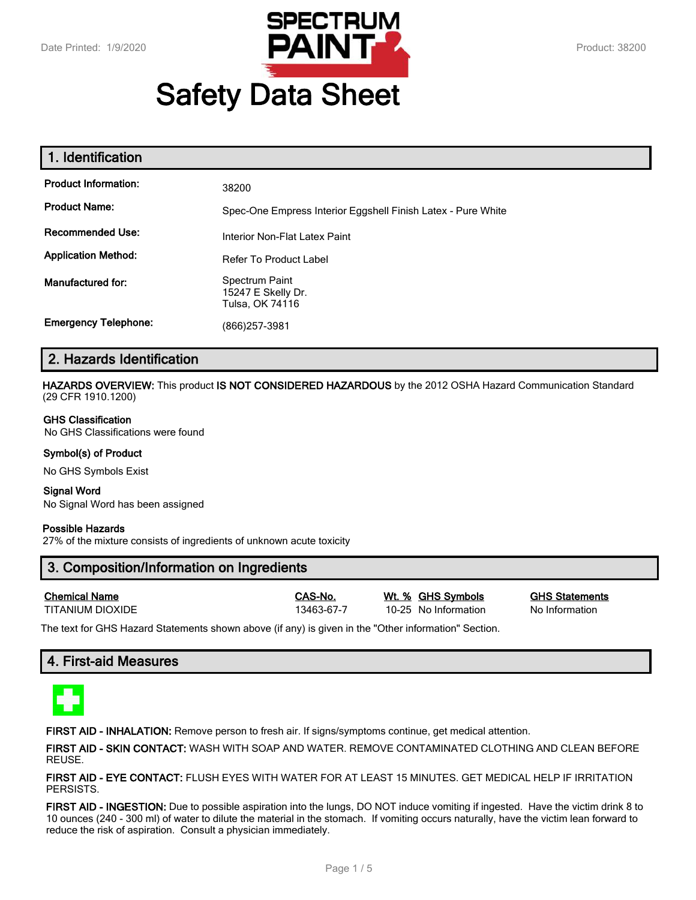Date Printed: 1/9/2020 | Product: 38200

# Safety Data Sheet

## 1. Identification

**Product Information:** 38200

**Product Name:** Spec-One Empress Interior Eggshell Finish Latex - Pure White

**Recommended Use:** Interior Non-Flat Latex Paint

**Application Method:** Refer To Product Label

**Manufactured for:** Spectrum Paint
15247 E Skelly Dr.
Tulsa, OK 74116

**Emergency Telephone:** (866)257-3981

## 2. Hazards Identification

**HAZARDS OVERVIEW:** This product **IS NOT CONSIDERED HAZARDOUS** by the 2012 OSHA Hazard Communication Standard (29 CFR 1910.1200)

**GHS Classification**
No GHS Classifications were found

**Symbol(s) of Product**

No GHS Symbols Exist

**Signal Word**
No Signal Word has been assigned

**Possible Hazards**
27% of the mixture consists of ingredients of unknown acute toxicity

## 3. Composition/Information on Ingredients

| Chemical Name | CAS-No. | Wt. % | GHS Symbols | GHS Statements |
|---|---|---|---|---|
| TITANIUM DIOXIDE | 13463-67-7 | 10-25 | No Information | No Information |

The text for GHS Hazard Statements shown above (if any) is given in the "Other information" Section.

## 4. First-aid Measures

**FIRST AID - INHALATION:** Remove person to fresh air. If signs/symptoms continue, get medical attention.

**FIRST AID - SKIN CONTACT:** WASH WITH SOAP AND WATER. REMOVE CONTAMINATED CLOTHING AND CLEAN BEFORE REUSE.

**FIRST AID - EYE CONTACT:** FLUSH EYES WITH WATER FOR AT LEAST 15 MINUTES. GET MEDICAL HELP IF IRRITATION PERSISTS.

**FIRST AID - INGESTION:** Due to possible aspiration into the lungs, DO NOT induce vomiting if ingested. Have the victim drink 8 to 10 ounces (240 - 300 ml) of water to dilute the material in the stomach. If vomiting occurs naturally, have the victim lean forward to reduce the risk of aspiration. Consult a physician immediately.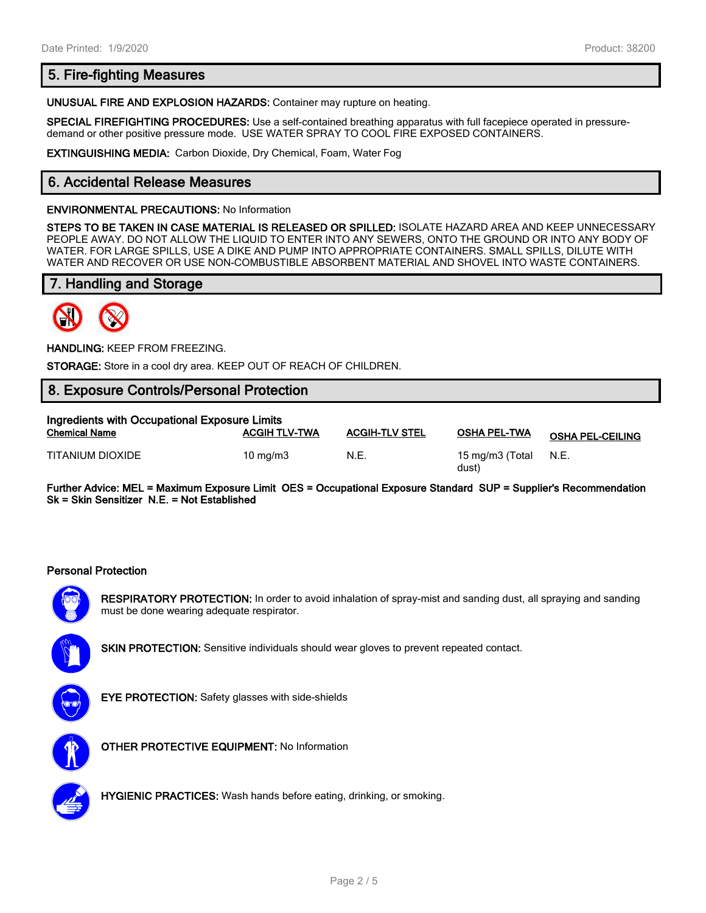## 5. Fire-fighting Measures

**UNUSUAL FIRE AND EXPLOSION HAZARDS:** Container may rupture on heating.

**SPECIAL FIREFIGHTING PROCEDURES:** Use a self-contained breathing apparatus with full facepiece operated in pressure-demand or other positive pressure mode. USE WATER SPRAY TO COOL FIRE EXPOSED CONTAINERS.

**EXTINGUISHING MEDIA:** Carbon Dioxide, Dry Chemical, Foam, Water Fog

## 6. Accidental Release Measures

**ENVIRONMENTAL PRECAUTIONS:** No Information

**STEPS TO BE TAKEN IN CASE MATERIAL IS RELEASED OR SPILLED:** ISOLATE HAZARD AREA AND KEEP UNNECESSARY PEOPLE AWAY. DO NOT ALLOW THE LIQUID TO ENTER INTO ANY SEWERS, ONTO THE GROUND OR INTO ANY BODY OF WATER. FOR LARGE SPILLS, USE A DIKE AND PUMP INTO APPROPRIATE CONTAINERS. SMALL SPILLS, DILUTE WITH WATER AND RECOVER OR USE NON-COMBUSTIBLE ABSORBENT MATERIAL AND SHOVEL INTO WASTE CONTAINERS.

## 7. Handling and Storage

**HANDLING:** KEEP FROM FREEZING.

**STORAGE:** Store in a cool dry area. KEEP OUT OF REACH OF CHILDREN.

## 8. Exposure Controls/Personal Protection

**Ingredients with Occupational Exposure Limits**

| Chemical Name | ACGIH TLV-TWA | ACGIH-TLV STEL | OSHA PEL-TWA | OSHA PEL-CEILING |
|---|---|---|---|---|
| TITANIUM DIOXIDE | 10 mg/m3 | N.E. | 15 mg/m3 (Total dust) | N.E. |

**Further Advice: MEL = Maximum Exposure Limit OES = Occupational Exposure Standard SUP = Supplier's Recommendation Sk = Skin Sensitizer N.E. = Not Established**

**Personal Protection**

**RESPIRATORY PROTECTION:** In order to avoid inhalation of spray-mist and sanding dust, all spraying and sanding must be done wearing adequate respirator.

**SKIN PROTECTION:** Sensitive individuals should wear gloves to prevent repeated contact.

**EYE PROTECTION:** Safety glasses with side-shields

**OTHER PROTECTIVE EQUIPMENT:** No Information

**HYGIENIC PRACTICES:** Wash hands before eating, drinking, or smoking.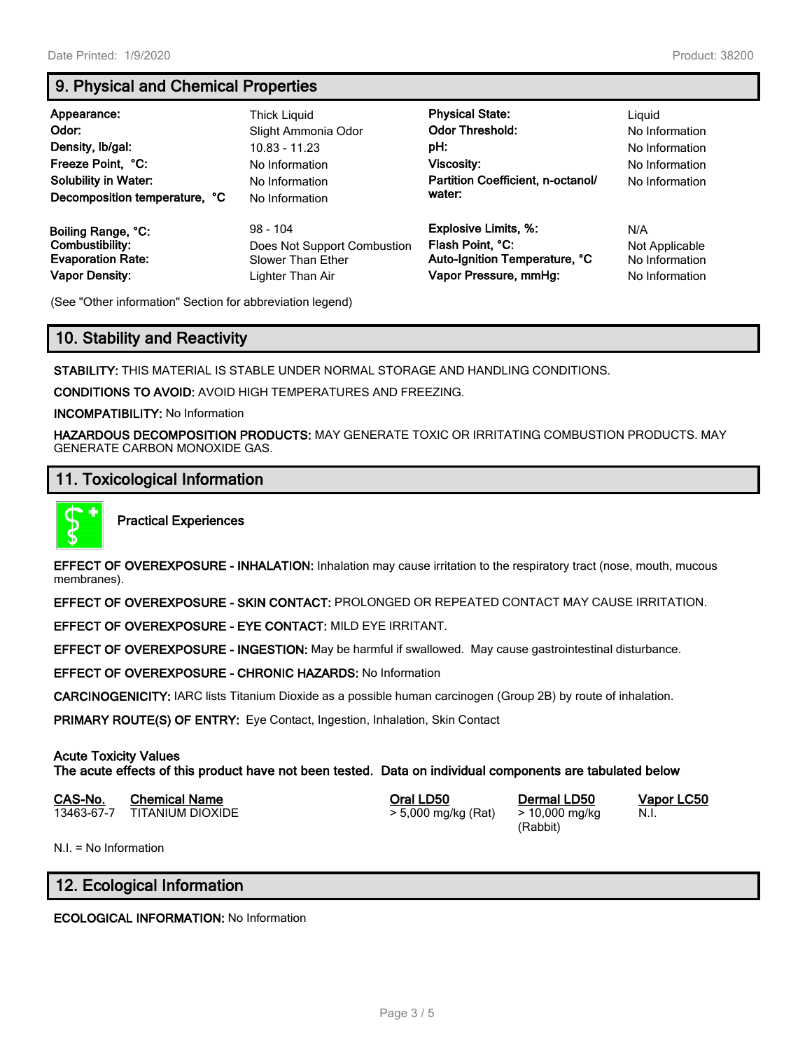## 9. Physical and Chemical Properties

| | | | |
|---|---|---|---|
| **Appearance:** | Thick Liquid | **Physical State:** | Liquid |
| **Odor:** | Slight Ammonia Odor | **Odor Threshold:** | No Information |
| **Density, lb/gal:** | 10.83 - 11.23 | **pH:** | No Information |
| **Freeze Point, °C:** | No Information | **Viscosity:** | No Information |
| **Solubility in Water:** | No Information | **Partition Coefficient, n-octanol/ water:** | No Information |
| **Decomposition temperature, °C** | No Information | | |
| **Boiling Range, °C:** | 98 - 104 | **Explosive Limits, %:** | N/A |
| **Combustibility:** | Does Not Support Combustion | **Flash Point, °C:** | Not Applicable |
| **Evaporation Rate:** | Slower Than Ether | **Auto-Ignition Temperature, °C** | No Information |
| **Vapor Density:** | Lighter Than Air | **Vapor Pressure, mmHg:** | No Information |

(See "Other information" Section for abbreviation legend)

## 10. Stability and Reactivity

**STABILITY:** THIS MATERIAL IS STABLE UNDER NORMAL STORAGE AND HANDLING CONDITIONS.

**CONDITIONS TO AVOID:** AVOID HIGH TEMPERATURES AND FREEZING.

**INCOMPATIBILITY:** No Information

**HAZARDOUS DECOMPOSITION PRODUCTS:** MAY GENERATE TOXIC OR IRRITATING COMBUSTION PRODUCTS. MAY GENERATE CARBON MONOXIDE GAS.

## 11. Toxicological Information

**Practical Experiences**

**EFFECT OF OVEREXPOSURE - INHALATION:** Inhalation may cause irritation to the respiratory tract (nose, mouth, mucous membranes).

**EFFECT OF OVEREXPOSURE - SKIN CONTACT:** PROLONGED OR REPEATED CONTACT MAY CAUSE IRRITATION.

**EFFECT OF OVEREXPOSURE - EYE CONTACT:** MILD EYE IRRITANT.

**EFFECT OF OVEREXPOSURE - INGESTION:** May be harmful if swallowed. May cause gastrointestinal disturbance.

**EFFECT OF OVEREXPOSURE - CHRONIC HAZARDS:** No Information

**CARCINOGENICITY:** IARC lists Titanium Dioxide as a possible human carcinogen (Group 2B) by route of inhalation.

**PRIMARY ROUTE(S) OF ENTRY:** Eye Contact, Ingestion, Inhalation, Skin Contact

**Acute Toxicity Values**
**The acute effects of this product have not been tested. Data on individual components are tabulated below**

| CAS-No. | Chemical Name | Oral LD50 | Dermal LD50 | Vapor LC50 |
|---|---|---|---|---|
| 13463-67-7 | TITANIUM DIOXIDE | > 5,000 mg/kg (Rat) | > 10,000 mg/kg (Rabbit) | N.I. |

N.I. = No Information

## 12. Ecological Information

**ECOLOGICAL INFORMATION:** No Information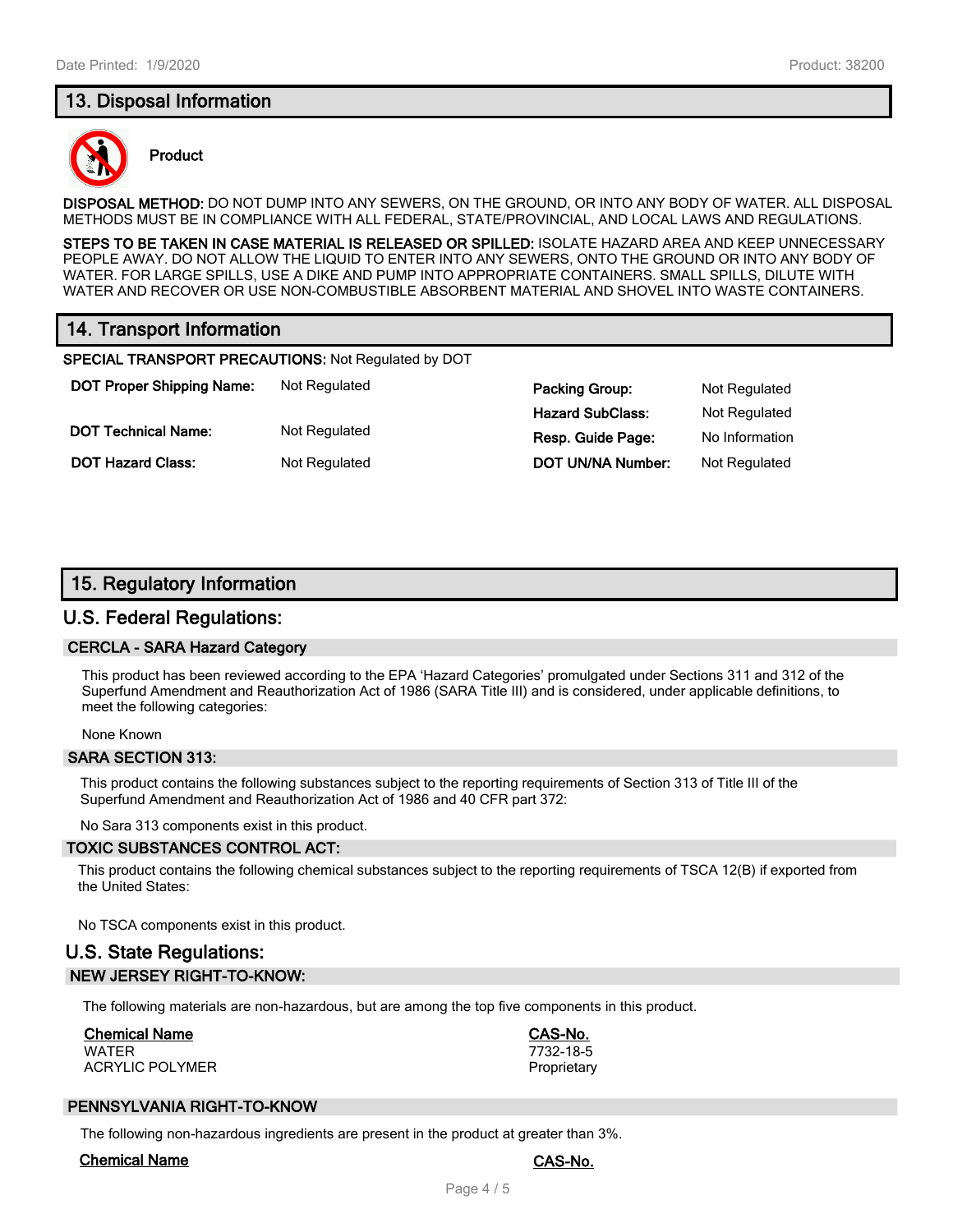## 13. Disposal Information

**Product**

**DISPOSAL METHOD:** DO NOT DUMP INTO ANY SEWERS, ON THE GROUND, OR INTO ANY BODY OF WATER. ALL DISPOSAL METHODS MUST BE IN COMPLIANCE WITH ALL FEDERAL, STATE/PROVINCIAL, AND LOCAL LAWS AND REGULATIONS.

**STEPS TO BE TAKEN IN CASE MATERIAL IS RELEASED OR SPILLED:** ISOLATE HAZARD AREA AND KEEP UNNECESSARY PEOPLE AWAY. DO NOT ALLOW THE LIQUID TO ENTER INTO ANY SEWERS, ONTO THE GROUND OR INTO ANY BODY OF WATER. FOR LARGE SPILLS, USE A DIKE AND PUMP INTO APPROPRIATE CONTAINERS. SMALL SPILLS, DILUTE WITH WATER AND RECOVER OR USE NON-COMBUSTIBLE ABSORBENT MATERIAL AND SHOVEL INTO WASTE CONTAINERS.

## 14. Transport Information

**SPECIAL TRANSPORT PRECAUTIONS:** Not Regulated by DOT

| | | | |
|---|---|---|---|
| **DOT Proper Shipping Name:** | Not Regulated | **Packing Group:** | Not Regulated |
| | | **Hazard SubClass:** | Not Regulated |
| **DOT Technical Name:** | Not Regulated | **Resp. Guide Page:** | No Information |
| **DOT Hazard Class:** | Not Regulated | **DOT UN/NA Number:** | Not Regulated |

## 15. Regulatory Information

### U.S. Federal Regulations:

#### CERCLA - SARA Hazard Category

This product has been reviewed according to the EPA 'Hazard Categories' promulgated under Sections 311 and 312 of the Superfund Amendment and Reauthorization Act of 1986 (SARA Title III) and is considered, under applicable definitions, to meet the following categories:

None Known

#### SARA SECTION 313:

This product contains the following substances subject to the reporting requirements of Section 313 of Title III of the Superfund Amendment and Reauthorization Act of 1986 and 40 CFR part 372:

No Sara 313 components exist in this product.

#### TOXIC SUBSTANCES CONTROL ACT:

This product contains the following chemical substances subject to the reporting requirements of TSCA 12(B) if exported from the United States:

No TSCA components exist in this product.

### U.S. State Regulations:

#### NEW JERSEY RIGHT-TO-KNOW:

The following materials are non-hazardous, but are among the top five components in this product.

| Chemical Name | CAS-No. |
|---|---|
| WATER | 7732-18-5 |
| ACRYLIC POLYMER | Proprietary |

#### PENNSYLVANIA RIGHT-TO-KNOW

The following non-hazardous ingredients are present in the product at greater than 3%.

| Chemical Name | CAS-No. |
|---|---|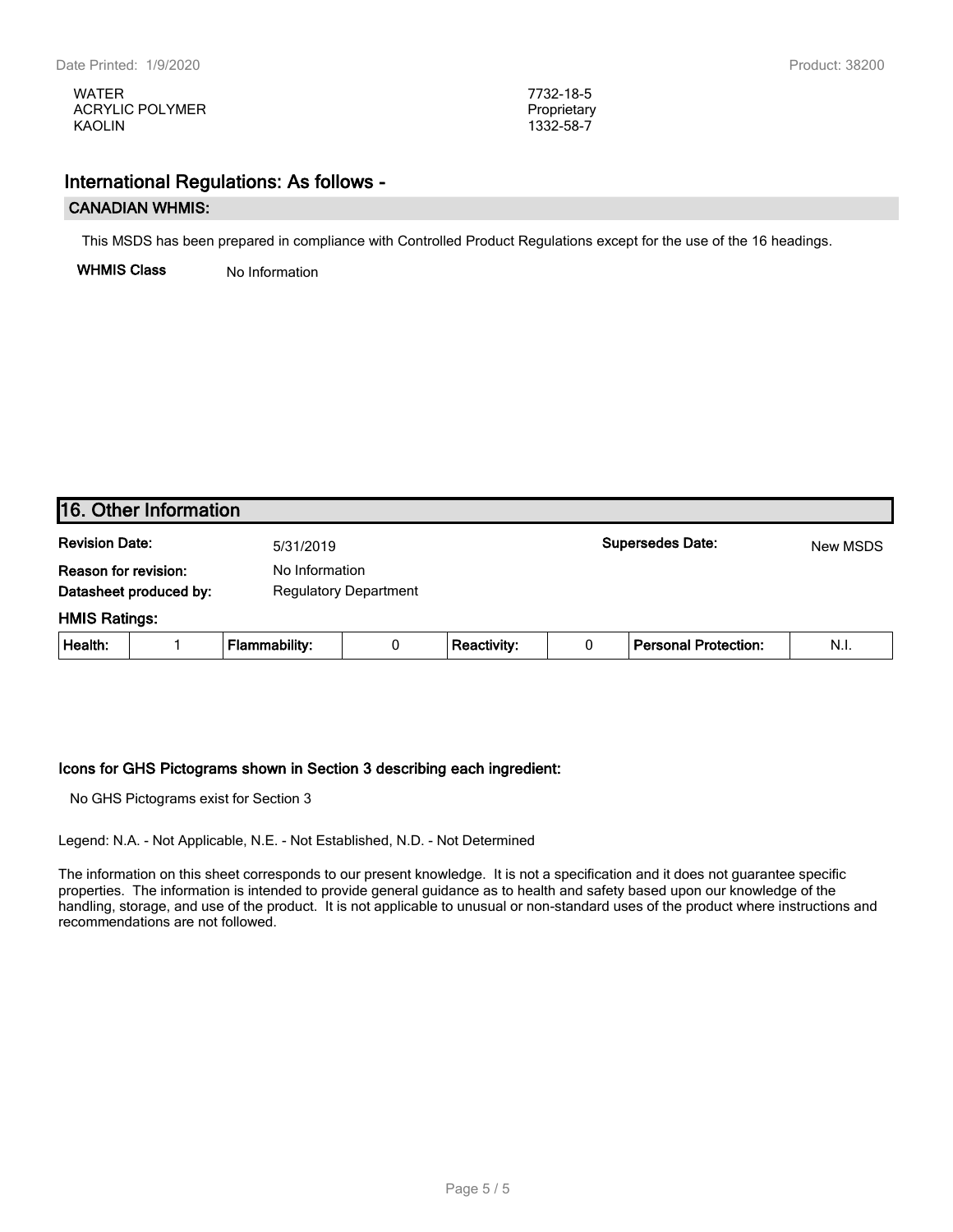| | |
|---|---|
| WATER | 7732-18-5 |
| ACRYLIC POLYMER | Proprietary |
| KAOLIN | 1332-58-7 |

## International Regulations: As follows -

### CANADIAN WHMIS:

This MSDS has been prepared in compliance with Controlled Product Regulations except for the use of the 16 headings.

**WHMIS Class** No Information

## 16. Other Information

**Revision Date:** 5/31/2019

**Supersedes Date:** New MSDS

**Reason for revision:** No Information

**Datasheet produced by:** Regulatory Department

**HMIS Ratings:**

| | | | | | | | |
|---|---|---|---|---|---|---|---|
| **Health:** | 1 | **Flammability:** | 0 | **Reactivity:** | 0 | **Personal Protection:** | N.I. |

**Icons for GHS Pictograms shown in Section 3 describing each ingredient:**

No GHS Pictograms exist for Section 3

Legend: N.A. - Not Applicable, N.E. - Not Established, N.D. - Not Determined

The information on this sheet corresponds to our present knowledge. It is not a specification and it does not guarantee specific properties. The information is intended to provide general guidance as to health and safety based upon our knowledge of the handling, storage, and use of the product. It is not applicable to unusual or non-standard uses of the product where instructions and recommendations are not followed.